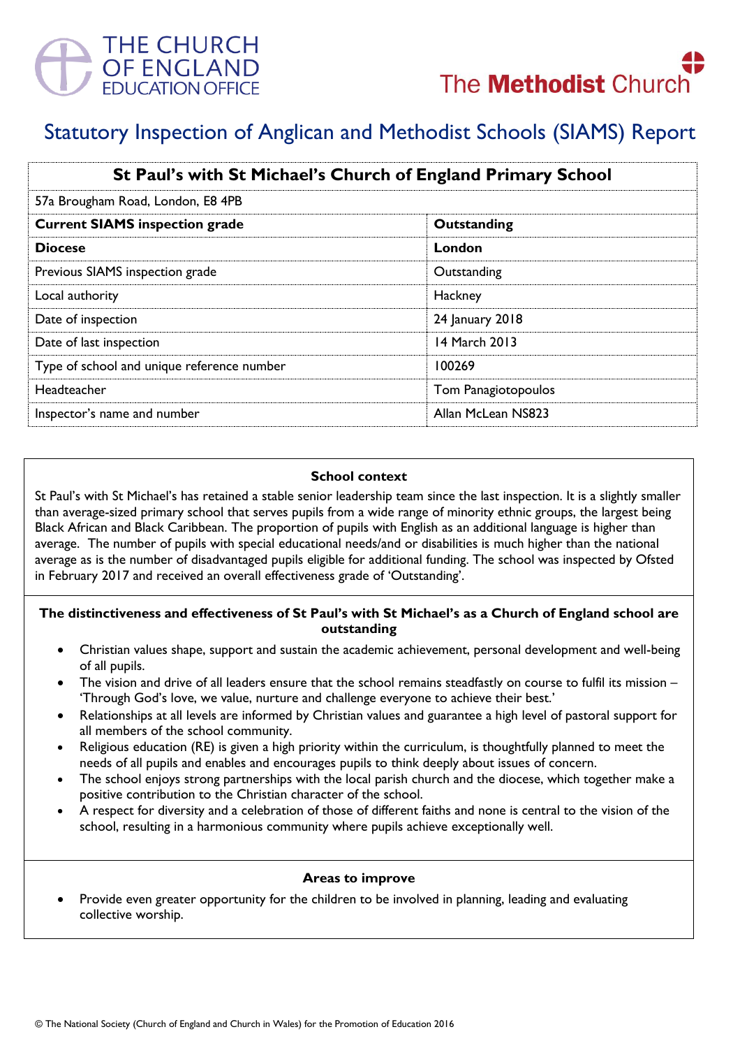THE CHURCH OF ENGLAND EDUCATION OFFICE

The Methodist Church

# Statutory Inspection of Anglican and Methodist Schools (SIAMS) Report

| St Paul's with St Michael's Church of England Primary School | |
|---|---|
| 57a Brougham Road, London, E8 4PB | |
| **Current SIAMS inspection grade** | **Outstanding** |
| **Diocese** | **London** |
| Previous SIAMS inspection grade | Outstanding |
| Local authority | Hackney |
| Date of inspection | 24 January 2018 |
| Date of last inspection | 14 March 2013 |
| Type of school and unique reference number | 100269 |
| Headteacher | Tom Panagiotopoulos |
| Inspector's name and number | Allan McLean NS823 |

### School context

St Paul's with St Michael's has retained a stable senior leadership team since the last inspection. It is a slightly smaller than average-sized primary school that serves pupils from a wide range of minority ethnic groups, the largest being Black African and Black Caribbean. The proportion of pupils with English as an additional language is higher than average. The number of pupils with special educational needs/and or disabilities is much higher than the national average as is the number of disadvantaged pupils eligible for additional funding. The school was inspected by Ofsted in February 2017 and received an overall effectiveness grade of 'Outstanding'.

### The distinctiveness and effectiveness of St Paul's with St Michael's as a Church of England school are outstanding

- Christian values shape, support and sustain the academic achievement, personal development and well-being of all pupils.
- The vision and drive of all leaders ensure that the school remains steadfastly on course to fulfil its mission – 'Through God's love, we value, nurture and challenge everyone to achieve their best.'
- Relationships at all levels are informed by Christian values and guarantee a high level of pastoral support for all members of the school community.
- Religious education (RE) is given a high priority within the curriculum, is thoughtfully planned to meet the needs of all pupils and enables and encourages pupils to think deeply about issues of concern.
- The school enjoys strong partnerships with the local parish church and the diocese, which together make a positive contribution to the Christian character of the school.
- A respect for diversity and a celebration of those of different faiths and none is central to the vision of the school, resulting in a harmonious community where pupils achieve exceptionally well.

### Areas to improve

- Provide even greater opportunity for the children to be involved in planning, leading and evaluating collective worship.

© The National Society (Church of England and Church in Wales) for the Promotion of Education 2016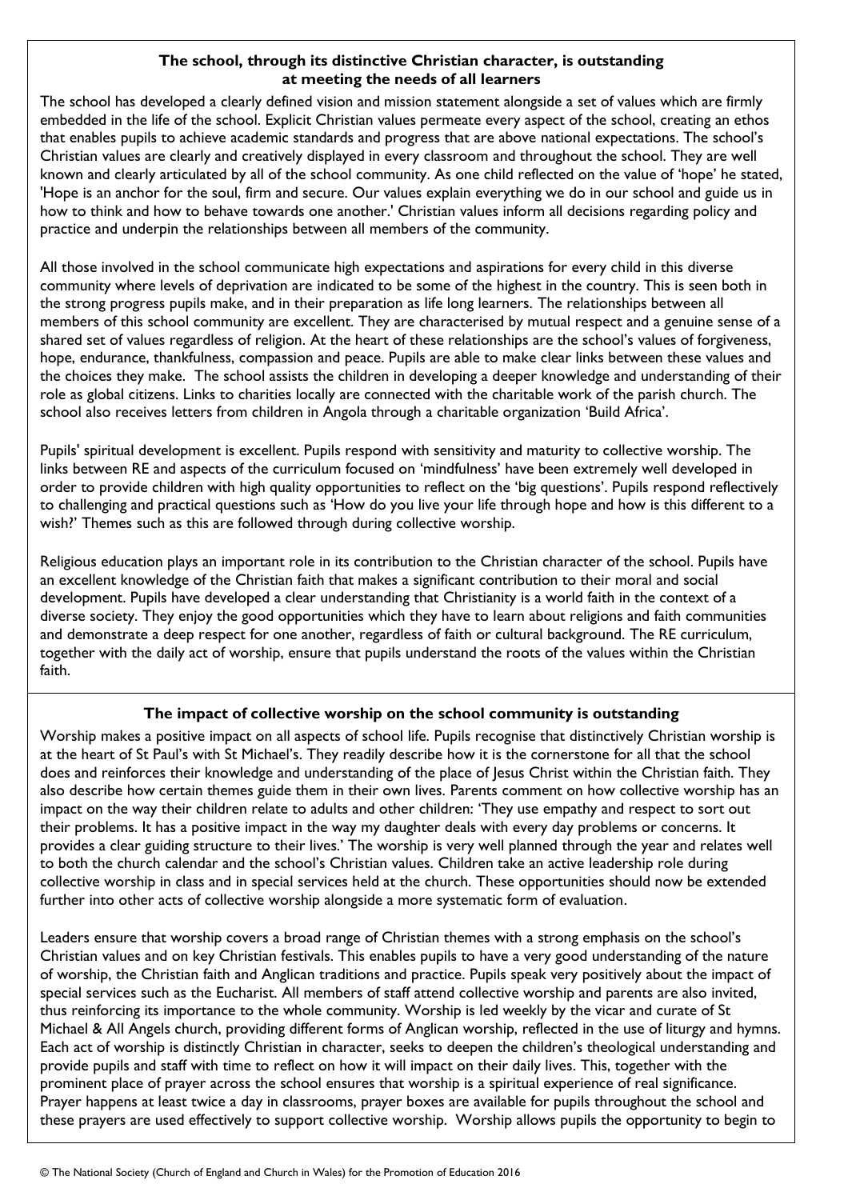### The school, through its distinctive Christian character, is outstanding at meeting the needs of all learners

The school has developed a clearly defined vision and mission statement alongside a set of values which are firmly embedded in the life of the school. Explicit Christian values permeate every aspect of the school, creating an ethos that enables pupils to achieve academic standards and progress that are above national expectations. The school's Christian values are clearly and creatively displayed in every classroom and throughout the school. They are well known and clearly articulated by all of the school community. As one child reflected on the value of 'hope' he stated, 'Hope is an anchor for the soul, firm and secure. Our values explain everything we do in our school and guide us in how to think and how to behave towards one another.' Christian values inform all decisions regarding policy and practice and underpin the relationships between all members of the community.

All those involved in the school communicate high expectations and aspirations for every child in this diverse community where levels of deprivation are indicated to be some of the highest in the country. This is seen both in the strong progress pupils make, and in their preparation as life long learners. The relationships between all members of this school community are excellent. They are characterised by mutual respect and a genuine sense of a shared set of values regardless of religion. At the heart of these relationships are the school's values of forgiveness, hope, endurance, thankfulness, compassion and peace. Pupils are able to make clear links between these values and the choices they make. The school assists the children in developing a deeper knowledge and understanding of their role as global citizens. Links to charities locally are connected with the charitable work of the parish church. The school also receives letters from children in Angola through a charitable organization 'Build Africa'.

Pupils' spiritual development is excellent. Pupils respond with sensitivity and maturity to collective worship. The links between RE and aspects of the curriculum focused on 'mindfulness' have been extremely well developed in order to provide children with high quality opportunities to reflect on the 'big questions'. Pupils respond reflectively to challenging and practical questions such as 'How do you live your life through hope and how is this different to a wish?' Themes such as this are followed through during collective worship.

Religious education plays an important role in its contribution to the Christian character of the school. Pupils have an excellent knowledge of the Christian faith that makes a significant contribution to their moral and social development. Pupils have developed a clear understanding that Christianity is a world faith in the context of a diverse society. They enjoy the good opportunities which they have to learn about religions and faith communities and demonstrate a deep respect for one another, regardless of faith or cultural background. The RE curriculum, together with the daily act of worship, ensure that pupils understand the roots of the values within the Christian faith.

### The impact of collective worship on the school community is outstanding

Worship makes a positive impact on all aspects of school life. Pupils recognise that distinctively Christian worship is at the heart of St Paul's with St Michael's. They readily describe how it is the cornerstone for all that the school does and reinforces their knowledge and understanding of the place of Jesus Christ within the Christian faith. They also describe how certain themes guide them in their own lives. Parents comment on how collective worship has an impact on the way their children relate to adults and other children: 'They use empathy and respect to sort out their problems. It has a positive impact in the way my daughter deals with every day problems or concerns. It provides a clear guiding structure to their lives.' The worship is very well planned through the year and relates well to both the church calendar and the school's Christian values. Children take an active leadership role during collective worship in class and in special services held at the church. These opportunities should now be extended further into other acts of collective worship alongside a more systematic form of evaluation.

Leaders ensure that worship covers a broad range of Christian themes with a strong emphasis on the school's Christian values and on key Christian festivals. This enables pupils to have a very good understanding of the nature of worship, the Christian faith and Anglican traditions and practice. Pupils speak very positively about the impact of special services such as the Eucharist. All members of staff attend collective worship and parents are also invited, thus reinforcing its importance to the whole community. Worship is led weekly by the vicar and curate of St Michael & All Angels church, providing different forms of Anglican worship, reflected in the use of liturgy and hymns. Each act of worship is distinctly Christian in character, seeks to deepen the children's theological understanding and provide pupils and staff with time to reflect on how it will impact on their daily lives. This, together with the prominent place of prayer across the school ensures that worship is a spiritual experience of real significance. Prayer happens at least twice a day in classrooms, prayer boxes are available for pupils throughout the school and these prayers are used effectively to support collective worship. Worship allows pupils the opportunity to begin to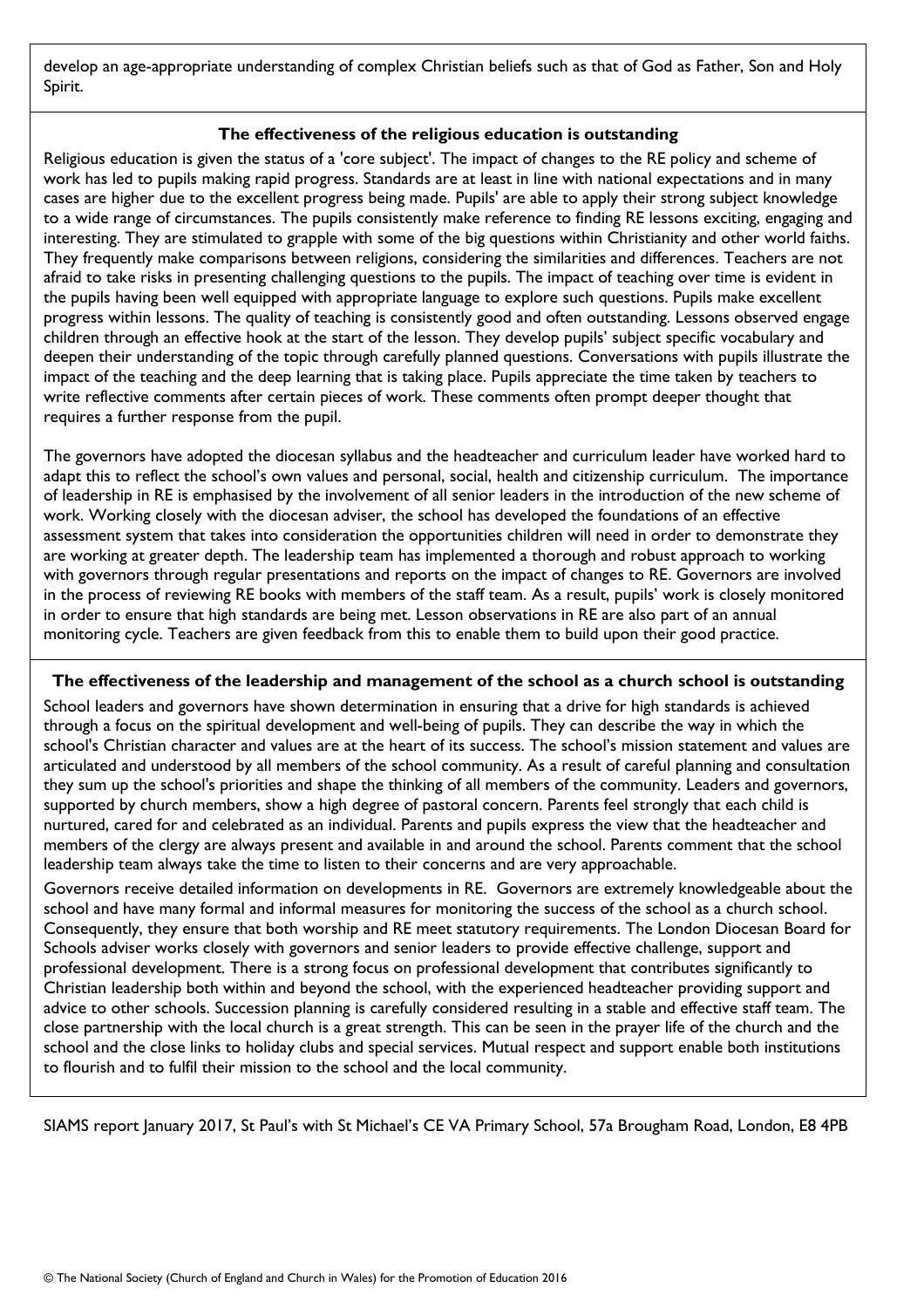develop an age-appropriate understanding of complex Christian beliefs such as that of God as Father, Son and Holy Spirit.

### The effectiveness of the religious education is outstanding

Religious education is given the status of a 'core subject'. The impact of changes to the RE policy and scheme of work has led to pupils making rapid progress. Standards are at least in line with national expectations and in many cases are higher due to the excellent progress being made. Pupils' are able to apply their strong subject knowledge to a wide range of circumstances. The pupils consistently make reference to finding RE lessons exciting, engaging and interesting. They are stimulated to grapple with some of the big questions within Christianity and other world faiths. They frequently make comparisons between religions, considering the similarities and differences. Teachers are not afraid to take risks in presenting challenging questions to the pupils. The impact of teaching over time is evident in the pupils having been well equipped with appropriate language to explore such questions. Pupils make excellent progress within lessons. The quality of teaching is consistently good and often outstanding. Lessons observed engage children through an effective hook at the start of the lesson. They develop pupils' subject specific vocabulary and deepen their understanding of the topic through carefully planned questions. Conversations with pupils illustrate the impact of the teaching and the deep learning that is taking place. Pupils appreciate the time taken by teachers to write reflective comments after certain pieces of work. These comments often prompt deeper thought that requires a further response from the pupil.

The governors have adopted the diocesan syllabus and the headteacher and curriculum leader have worked hard to adapt this to reflect the school's own values and personal, social, health and citizenship curriculum. The importance of leadership in RE is emphasised by the involvement of all senior leaders in the introduction of the new scheme of work. Working closely with the diocesan adviser, the school has developed the foundations of an effective assessment system that takes into consideration the opportunities children will need in order to demonstrate they are working at greater depth. The leadership team has implemented a thorough and robust approach to working with governors through regular presentations and reports on the impact of changes to RE. Governors are involved in the process of reviewing RE books with members of the staff team. As a result, pupils' work is closely monitored in order to ensure that high standards are being met. Lesson observations in RE are also part of an annual monitoring cycle. Teachers are given feedback from this to enable them to build upon their good practice.

### The effectiveness of the leadership and management of the school as a church school is outstanding

School leaders and governors have shown determination in ensuring that a drive for high standards is achieved through a focus on the spiritual development and well-being of pupils. They can describe the way in which the school's Christian character and values are at the heart of its success. The school's mission statement and values are articulated and understood by all members of the school community. As a result of careful planning and consultation they sum up the school's priorities and shape the thinking of all members of the community. Leaders and governors, supported by church members, show a high degree of pastoral concern. Parents feel strongly that each child is nurtured, cared for and celebrated as an individual. Parents and pupils express the view that the headteacher and members of the clergy are always present and available in and around the school. Parents comment that the school leadership team always take the time to listen to their concerns and are very approachable.

Governors receive detailed information on developments in RE. Governors are extremely knowledgeable about the school and have many formal and informal measures for monitoring the success of the school as a church school. Consequently, they ensure that both worship and RE meet statutory requirements. The London Diocesan Board for Schools adviser works closely with governors and senior leaders to provide effective challenge, support and professional development. There is a strong focus on professional development that contributes significantly to Christian leadership both within and beyond the school, with the experienced headteacher providing support and advice to other schools. Succession planning is carefully considered resulting in a stable and effective staff team. The close partnership with the local church is a great strength. This can be seen in the prayer life of the church and the school and the close links to holiday clubs and special services. Mutual respect and support enable both institutions to flourish and to fulfil their mission to the school and the local community.

SIAMS report January 2017, St Paul's with St Michael's CE VA Primary School, 57a Brougham Road, London, E8 4PB

© The National Society (Church of England and Church in Wales) for the Promotion of Education 2016